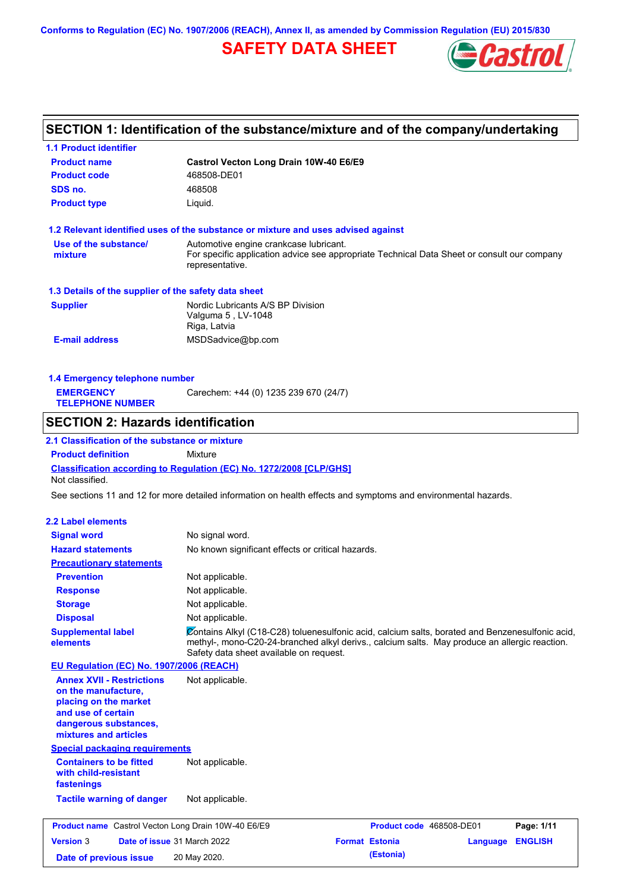Conforms to Regulation (EC) No. 1907/2006 (REACH), Annex II, as amended by Commission Regulation (EU) 2015/830

# SAFETY DATA SHEET

## SECTION 1: Identification of the substance/mixture and of the company/undertaking

### 1.1 Product identifier

| | |
|---|---|
| **Product name** | **Castrol Vecton Long Drain 10W-40 E6/E9** |
| **Product code** | 468508-DE01 |
| **SDS no.** | 468508 |
| **Product type** | Liquid. |

### 1.2 Relevant identified uses of the substance or mixture and uses advised against

| | |
|---|---|
| **Use of the substance/ mixture** | Automotive engine crankcase lubricant. For specific application advice see appropriate Technical Data Sheet or consult our company representative. |

### 1.3 Details of the supplier of the safety data sheet

| | |
|---|---|
| **Supplier** | Nordic Lubricants A/S BP Division<br>Valguma 5 , LV-1048<br>Riga, Latvia |
| **E-mail address** | MSDSadvice@bp.com |

### 1.4 Emergency telephone number

| | |
|---|---|
| **EMERGENCY TELEPHONE NUMBER** | Carechem: +44 (0) 1235 239 670 (24/7) |

## SECTION 2: Hazards identification

### 2.1 Classification of the substance or mixture

**Product definition** Mixture

**Classification according to Regulation (EC) No. 1272/2008 [CLP/GHS]**

Not classified.

See sections 11 and 12 for more detailed information on health effects and symptoms and environmental hazards.

### 2.2 Label elements

| | |
|---|---|
| **Signal word** | No signal word. |
| **Hazard statements** | No known significant effects or critical hazards. |
| **Precautionary statements** | |
| **Prevention** | Not applicable. |
| **Response** | Not applicable. |
| **Storage** | Not applicable. |
| **Disposal** | Not applicable. |
| **Supplemental label elements** | Contains Alkyl (C18-C28) toluenesulfonic acid, calcium salts, borated and Benzenesulfonic acid, methyl-, mono-C20-24-branched alkyl derivs., calcium salts. May produce an allergic reaction. Safety data sheet available on request. |

**EU Regulation (EC) No. 1907/2006 (REACH)**

| | |
|---|---|
| **Annex XVII - Restrictions on the manufacture, placing on the market and use of certain dangerous substances, mixtures and articles** | Not applicable. |

**Special packaging requirements**

| | |
|---|---|
| **Containers to be fitted with child-resistant fastenings** | Not applicable. |
| **Tactile warning of danger** | Not applicable. |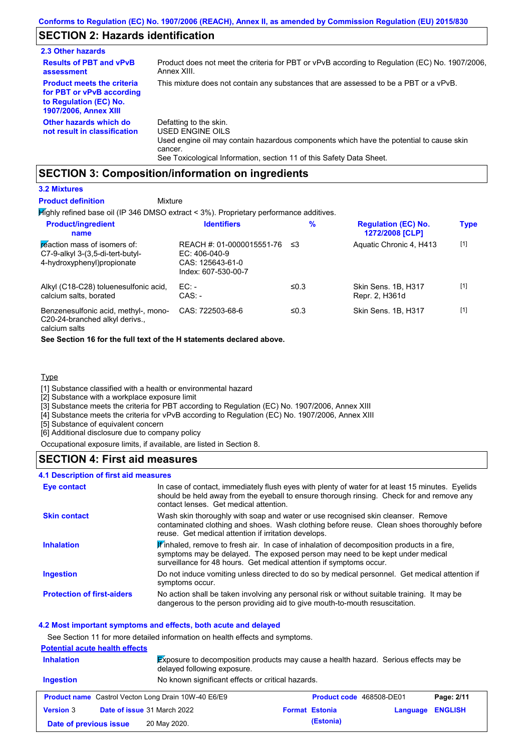## SECTION 2: Hazards identification

### 2.3 Other hazards

| | |
|---|---|
| **Results of PBT and vPvB assessment** | Product does not meet the criteria for PBT or vPvB according to Regulation (EC) No. 1907/2006, Annex XIII. |
| **Product meets the criteria for PBT or vPvB according to Regulation (EC) No. 1907/2006, Annex XIII** | This mixture does not contain any substances that are assessed to be a PBT or a vPvB. |
| **Other hazards which do not result in classification** | Defatting to the skin.<br>USED ENGINE OILS<br>Used engine oil may contain hazardous components which have the potential to cause skin cancer.<br>See Toxicological Information, section 11 of this Safety Data Sheet. |

## SECTION 3: Composition/information on ingredients

### 3.2 Mixtures

**Product definition** Mixture

Highly refined base oil (IP 346 DMSO extract < 3%). Proprietary performance additives.

| Product/ingredient name | Identifiers | % | Regulation (EC) No. 1272/2008 [CLP] | Type |
|---|---|---|---|---|
| reaction mass of isomers of: C7-9-alkyl 3-(3,5-di-tert-butyl-4-hydroxyphenyl)propionate | REACH #: 01-0000015551-76<br>EC: 406-040-9<br>CAS: 125643-61-0<br>Index: 607-530-00-7 | ≤3 | Aquatic Chronic 4, H413 | [1] |
| Alkyl (C18-C28) toluenesulfonic acid, calcium salts, borated | EC: -<br>CAS: - | ≤0.3 | Skin Sens. 1B, H317<br>Repr. 2, H361d | [1] |
| Benzenesulfonic acid, methyl-, mono-C20-24-branched alkyl derivs., calcium salts | CAS: 722503-68-6 | ≤0.3 | Skin Sens. 1B, H317 | [1] |

**See Section 16 for the full text of the H statements declared above.**

Type

[1] Substance classified with a health or environmental hazard
[2] Substance with a workplace exposure limit
[3] Substance meets the criteria for PBT according to Regulation (EC) No. 1907/2006, Annex XIII
[4] Substance meets the criteria for vPvB according to Regulation (EC) No. 1907/2006, Annex XIII
[5] Substance of equivalent concern
[6] Additional disclosure due to company policy

Occupational exposure limits, if available, are listed in Section 8.

## SECTION 4: First aid measures

### 4.1 Description of first aid measures

| | |
|---|---|
| **Eye contact** | In case of contact, immediately flush eyes with plenty of water for at least 15 minutes. Eyelids should be held away from the eyeball to ensure thorough rinsing. Check for and remove any contact lenses. Get medical attention. |
| **Skin contact** | Wash skin thoroughly with soap and water or use recognised skin cleanser. Remove contaminated clothing and shoes. Wash clothing before reuse. Clean shoes thoroughly before reuse. Get medical attention if irritation develops. |
| **Inhalation** | If inhaled, remove to fresh air. In case of inhalation of decomposition products in a fire, symptoms may be delayed. The exposed person may need to be kept under medical surveillance for 48 hours. Get medical attention if symptoms occur. |
| **Ingestion** | Do not induce vomiting unless directed to do so by medical personnel. Get medical attention if symptoms occur. |
| **Protection of first-aiders** | No action shall be taken involving any personal risk or without suitable training. It may be dangerous to the person providing aid to give mouth-to-mouth resuscitation. |

### 4.2 Most important symptoms and effects, both acute and delayed

See Section 11 for more detailed information on health effects and symptoms.

**Potential acute health effects**

| | |
|---|---|
| **Inhalation** | Exposure to decomposition products may cause a health hazard. Serious effects may be delayed following exposure. |
| **Ingestion** | No known significant effects or critical hazards. |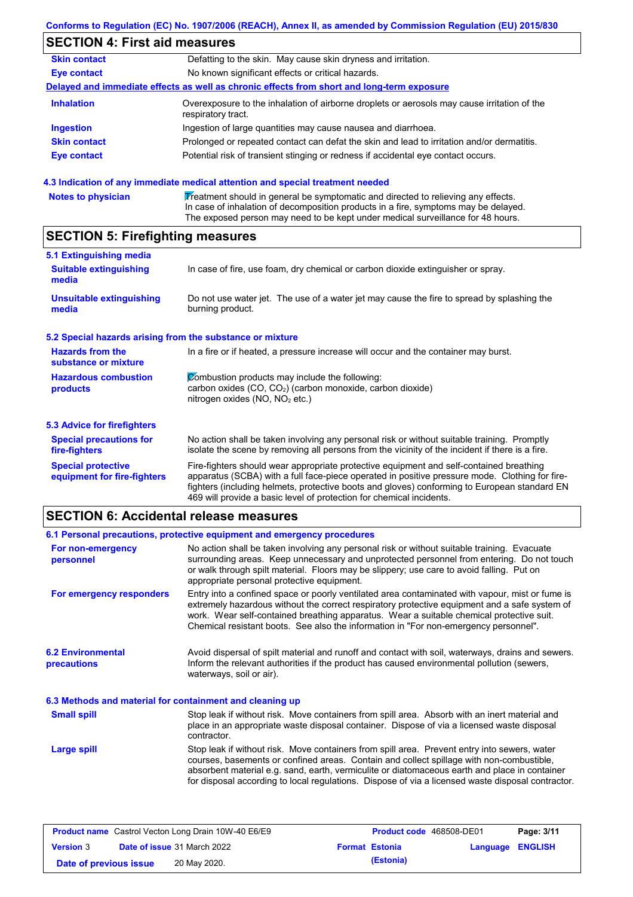## SECTION 4: First aid measures

| | |
|---|---|
| **Skin contact** | Defatting to the skin. May cause skin dryness and irritation. |
| **Eye contact** | No known significant effects or critical hazards. |

**Delayed and immediate effects as well as chronic effects from short and long-term exposure**

| | |
|---|---|
| **Inhalation** | Overexposure to the inhalation of airborne droplets or aerosols may cause irritation of the respiratory tract. |
| **Ingestion** | Ingestion of large quantities may cause nausea and diarrhoea. |
| **Skin contact** | Prolonged or repeated contact can defat the skin and lead to irritation and/or dermatitis. |
| **Eye contact** | Potential risk of transient stinging or redness if accidental eye contact occurs. |

### 4.3 Indication of any immediate medical attention and special treatment needed

| | |
|---|---|
| **Notes to physician** | Treatment should in general be symptomatic and directed to relieving any effects. In case of inhalation of decomposition products in a fire, symptoms may be delayed. The exposed person may need to be kept under medical surveillance for 48 hours. |

## SECTION 5: Firefighting measures

### 5.1 Extinguishing media

| | |
|---|---|
| **Suitable extinguishing media** | In case of fire, use foam, dry chemical or carbon dioxide extinguisher or spray. |
| **Unsuitable extinguishing media** | Do not use water jet. The use of a water jet may cause the fire to spread by splashing the burning product. |

### 5.2 Special hazards arising from the substance or mixture

| | |
|---|---|
| **Hazards from the substance or mixture** | In a fire or if heated, a pressure increase will occur and the container may burst. |
| **Hazardous combustion products** | Combustion products may include the following: carbon oxides (CO, $CO_2$) (carbon monoxide, carbon dioxide) nitrogen oxides (NO, $NO_2$ etc.) |

### 5.3 Advice for firefighters

| | |
|---|---|
| **Special precautions for fire-fighters** | No action shall be taken involving any personal risk or without suitable training. Promptly isolate the scene by removing all persons from the vicinity of the incident if there is a fire. |
| **Special protective equipment for fire-fighters** | Fire-fighters should wear appropriate protective equipment and self-contained breathing apparatus (SCBA) with a full face-piece operated in positive pressure mode. Clothing for fire-fighters (including helmets, protective boots and gloves) conforming to European standard EN 469 will provide a basic level of protection for chemical incidents. |

## SECTION 6: Accidental release measures

### 6.1 Personal precautions, protective equipment and emergency procedures

| | |
|---|---|
| **For non-emergency personnel** | No action shall be taken involving any personal risk or without suitable training. Evacuate surrounding areas. Keep unnecessary and unprotected personnel from entering. Do not touch or walk through spilt material. Floors may be slippery; use care to avoid falling. Put on appropriate personal protective equipment. |
| **For emergency responders** | Entry into a confined space or poorly ventilated area contaminated with vapour, mist or fume is extremely hazardous without the correct respiratory protective equipment and a safe system of work. Wear self-contained breathing apparatus. Wear a suitable chemical protective suit. Chemical resistant boots. See also the information in "For non-emergency personnel". |

| | |
|---|---|
| **6.2 Environmental precautions** | Avoid dispersal of spilt material and runoff and contact with soil, waterways, drains and sewers. Inform the relevant authorities if the product has caused environmental pollution (sewers, waterways, soil or air). |

### 6.3 Methods and material for containment and cleaning up

| | |
|---|---|
| **Small spill** | Stop leak if without risk. Move containers from spill area. Absorb with an inert material and place in an appropriate waste disposal container. Dispose of via a licensed waste disposal contractor. |
| **Large spill** | Stop leak if without risk. Move containers from spill area. Prevent entry into sewers, water courses, basements or confined areas. Contain and collect spillage with non-combustible, absorbent material e.g. sand, earth, vermiculite or diatomaceous earth and place in container for disposal according to local regulations. Dispose of via a licensed waste disposal contractor. |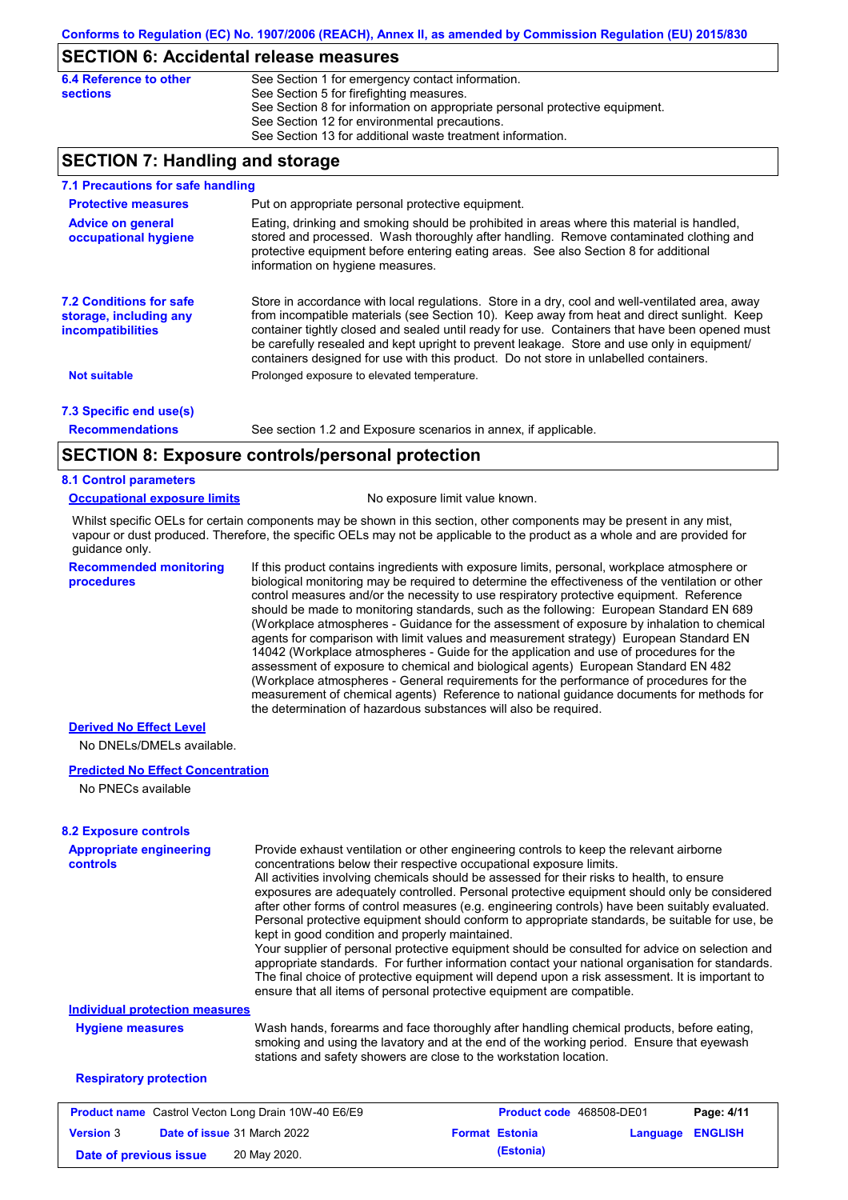## SECTION 6: Accidental release measures

**6.4 Reference to other sections**

See Section 1 for emergency contact information.
See Section 5 for firefighting measures.
See Section 8 for information on appropriate personal protective equipment.
See Section 12 for environmental precautions.
See Section 13 for additional waste treatment information.

## SECTION 7: Handling and storage

### 7.1 Precautions for safe handling

**Protective measures**

Put on appropriate personal protective equipment.

**Advice on general occupational hygiene**

Eating, drinking and smoking should be prohibited in areas where this material is handled, stored and processed. Wash thoroughly after handling. Remove contaminated clothing and protective equipment before entering eating areas. See also Section 8 for additional information on hygiene measures.

### 7.2 Conditions for safe storage, including any incompatibilities

Store in accordance with local regulations. Store in a dry, cool and well-ventilated area, away from incompatible materials (see Section 10). Keep away from heat and direct sunlight. Keep container tightly closed and sealed until ready for use. Containers that have been opened must be carefully resealed and kept upright to prevent leakage. Store and use only in equipment/ containers designed for use with this product. Do not store in unlabelled containers.

**Not suitable**

Prolonged exposure to elevated temperature.

### 7.3 Specific end use(s)

**Recommendations**

See section 1.2 and Exposure scenarios in annex, if applicable.

## SECTION 8: Exposure controls/personal protection

### 8.1 Control parameters

**Occupational exposure limits**

No exposure limit value known.

Whilst specific OELs for certain components may be shown in this section, other components may be present in any mist, vapour or dust produced. Therefore, the specific OELs may not be applicable to the product as a whole and are provided for guidance only.

**Recommended monitoring procedures**

If this product contains ingredients with exposure limits, personal, workplace atmosphere or biological monitoring may be required to determine the effectiveness of the ventilation or other control measures and/or the necessity to use respiratory protective equipment. Reference should be made to monitoring standards, such as the following: European Standard EN 689 (Workplace atmospheres - Guidance for the assessment of exposure by inhalation to chemical agents for comparison with limit values and measurement strategy) European Standard EN 14042 (Workplace atmospheres - Guide for the application and use of procedures for the assessment of exposure to chemical and biological agents) European Standard EN 482 (Workplace atmospheres - General requirements for the performance of procedures for the measurement of chemical agents) Reference to national guidance documents for methods for the determination of hazardous substances will also be required.

**Derived No Effect Level**

No DNELs/DMELs available.

**Predicted No Effect Concentration**

No PNECs available

### 8.2 Exposure controls

**Appropriate engineering controls**

Provide exhaust ventilation or other engineering controls to keep the relevant airborne concentrations below their respective occupational exposure limits.
All activities involving chemicals should be assessed for their risks to health, to ensure exposures are adequately controlled. Personal protective equipment should only be considered after other forms of control measures (e.g. engineering controls) have been suitably evaluated. Personal protective equipment should conform to appropriate standards, be suitable for use, be kept in good condition and properly maintained.
Your supplier of personal protective equipment should be consulted for advice on selection and appropriate standards. For further information contact your national organisation for standards. The final choice of protective equipment will depend upon a risk assessment. It is important to ensure that all items of personal protective equipment are compatible.

**Individual protection measures**

**Hygiene measures**

Wash hands, forearms and face thoroughly after handling chemical products, before eating, smoking and using the lavatory and at the end of the working period. Ensure that eyewash stations and safety showers are close to the workstation location.

**Respiratory protection**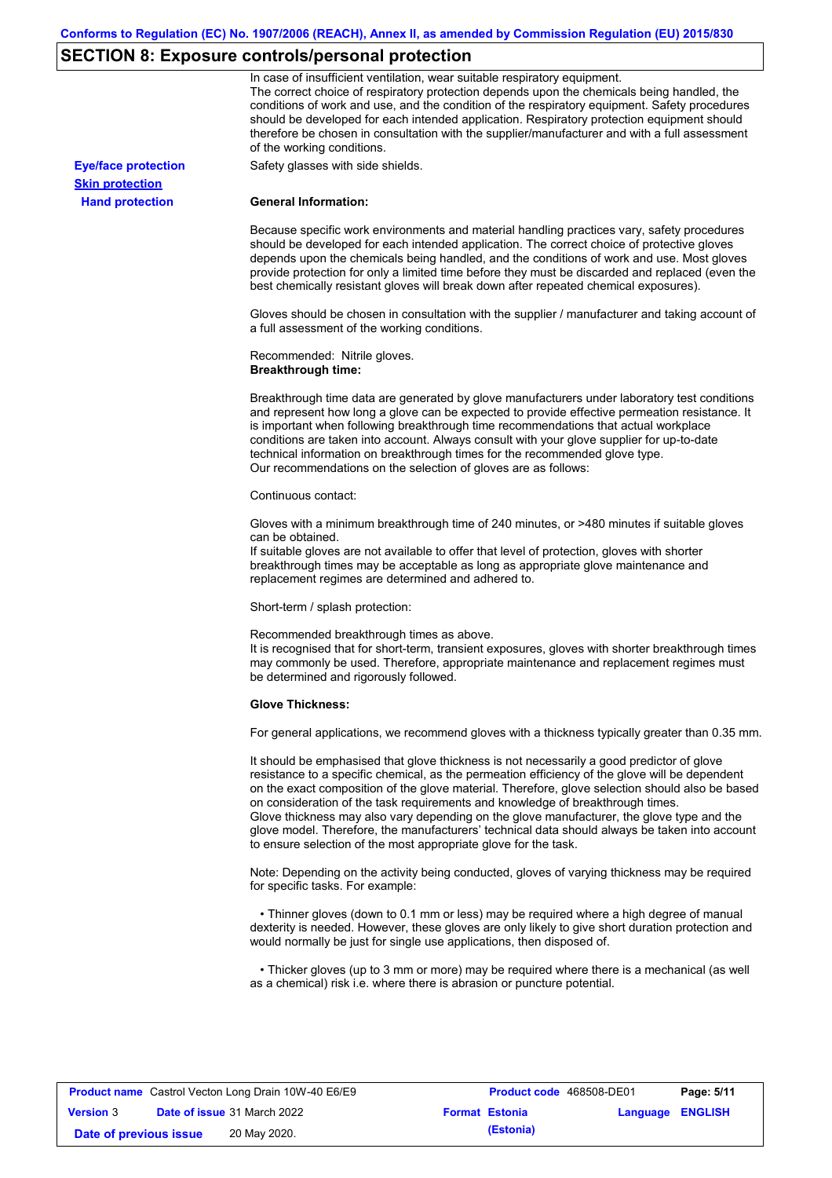## SECTION 8: Exposure controls/personal protection

In case of insufficient ventilation, wear suitable respiratory equipment.
The correct choice of respiratory protection depends upon the chemicals being handled, the conditions of work and use, and the condition of the respiratory equipment. Safety procedures should be developed for each intended application. Respiratory protection equipment should therefore be chosen in consultation with the supplier/manufacturer and with a full assessment of the working conditions.

**Eye/face protection**

Safety glasses with side shields.

**Skin protection**

**Hand protection**

**General Information:**

Because specific work environments and material handling practices vary, safety procedures should be developed for each intended application. The correct choice of protective gloves depends upon the chemicals being handled, and the conditions of work and use. Most gloves provide protection for only a limited time before they must be discarded and replaced (even the best chemically resistant gloves will break down after repeated chemical exposures).

Gloves should be chosen in consultation with the supplier / manufacturer and taking account of a full assessment of the working conditions.

Recommended: Nitrile gloves.
**Breakthrough time:**

Breakthrough time data are generated by glove manufacturers under laboratory test conditions and represent how long a glove can be expected to provide effective permeation resistance. It is important when following breakthrough time recommendations that actual workplace conditions are taken into account. Always consult with your glove supplier for up-to-date technical information on breakthrough times for the recommended glove type.
Our recommendations on the selection of gloves are as follows:

Continuous contact:

Gloves with a minimum breakthrough time of 240 minutes, or >480 minutes if suitable gloves can be obtained.
If suitable gloves are not available to offer that level of protection, gloves with shorter breakthrough times may be acceptable as long as appropriate glove maintenance and replacement regimes are determined and adhered to.

Short-term / splash protection:

Recommended breakthrough times as above.
It is recognised that for short-term, transient exposures, gloves with shorter breakthrough times may commonly be used. Therefore, appropriate maintenance and replacement regimes must be determined and rigorously followed.

**Glove Thickness:**

For general applications, we recommend gloves with a thickness typically greater than 0.35 mm.

It should be emphasised that glove thickness is not necessarily a good predictor of glove resistance to a specific chemical, as the permeation efficiency of the glove will be dependent on the exact composition of the glove material. Therefore, glove selection should also be based on consideration of the task requirements and knowledge of breakthrough times.
Glove thickness may also vary depending on the glove manufacturer, the glove type and the glove model. Therefore, the manufacturers' technical data should always be taken into account to ensure selection of the most appropriate glove for the task.

Note: Depending on the activity being conducted, gloves of varying thickness may be required for specific tasks. For example:

- Thinner gloves (down to 0.1 mm or less) may be required where a high degree of manual dexterity is needed. However, these gloves are only likely to give short duration protection and would normally be just for single use applications, then disposed of.

- Thicker gloves (up to 3 mm or more) may be required where there is a mechanical (as well as a chemical) risk i.e. where there is abrasion or puncture potential.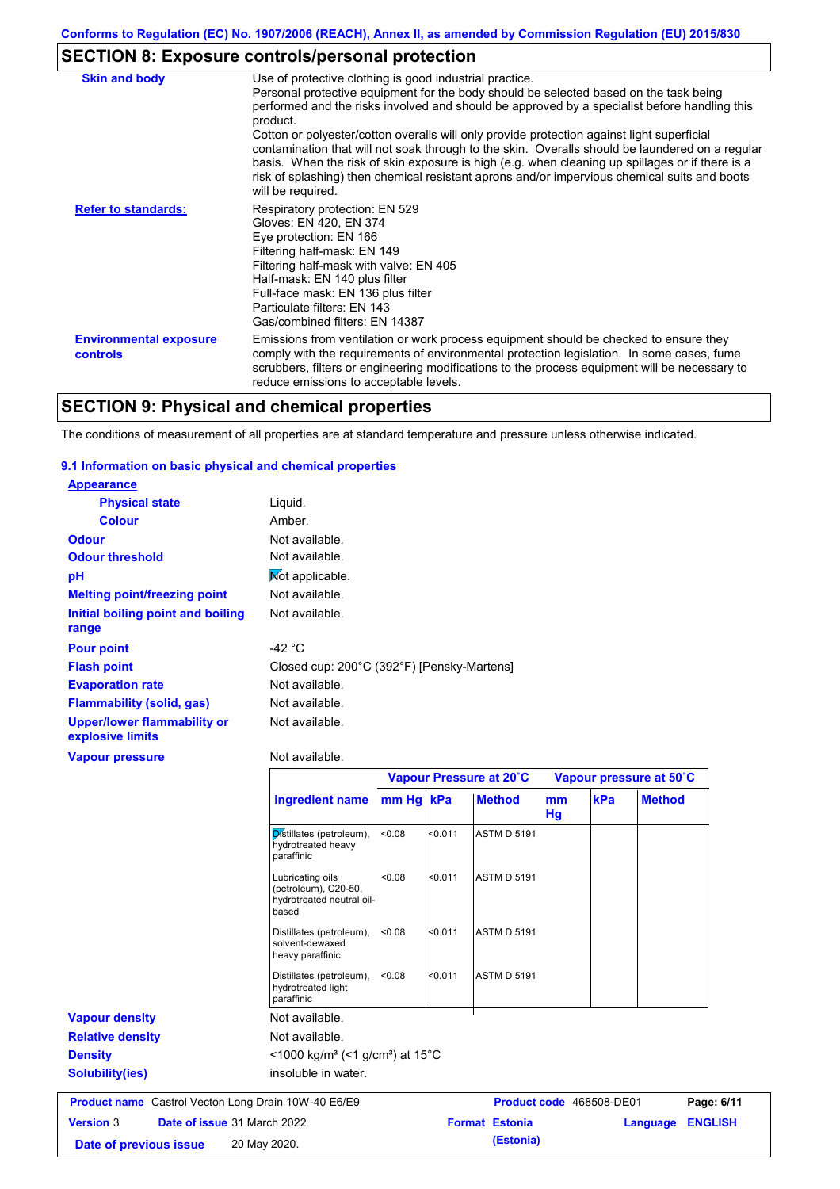Conforms to Regulation (EC) No. 1907/2006 (REACH), Annex II, as amended by Commission Regulation (EU) 2015/830

## SECTION 8: Exposure controls/personal protection

| | |
|---|---|
| **Skin and body** | Use of protective clothing is good industrial practice. Personal protective equipment for the body should be selected based on the task being performed and the risks involved and should be approved by a specialist before handling this product. Cotton or polyester/cotton overalls will only provide protection against light superficial contamination that will not soak through to the skin. Overalls should be laundered on a regular basis. When the risk of skin exposure is high (e.g. when cleaning up spillages or if there is a risk of splashing) then chemical resistant aprons and/or impervious chemical suits and boots will be required. |
| **Refer to standards:** | Respiratory protection: EN 529<br>Gloves: EN 420, EN 374<br>Eye protection: EN 166<br>Filtering half-mask: EN 149<br>Filtering half-mask with valve: EN 405<br>Half-mask: EN 140 plus filter<br>Full-face mask: EN 136 plus filter<br>Particulate filters: EN 143<br>Gas/combined filters: EN 14387 |
| **Environmental exposure controls** | Emissions from ventilation or work process equipment should be checked to ensure they comply with the requirements of environmental protection legislation. In some cases, fume scrubbers, filters or engineering modifications to the process equipment will be necessary to reduce emissions to acceptable levels. |

## SECTION 9: Physical and chemical properties

The conditions of measurement of all properties are at standard temperature and pressure unless otherwise indicated.

### 9.1 Information on basic physical and chemical properties

**Appearance**

| | |
|---|---|
| **Physical state** | Liquid. |
| **Colour** | Amber. |
| **Odour** | Not available. |
| **Odour threshold** | Not available. |
| **pH** | Not applicable. |
| **Melting point/freezing point** | Not available. |
| **Initial boiling point and boiling range** | Not available. |
| **Pour point** | -42 °C |
| **Flash point** | Closed cup: 200°C (392°F) [Pensky-Martens] |
| **Evaporation rate** | Not available. |
| **Flammability (solid, gas)** | Not available. |
| **Upper/lower flammability or explosive limits** | Not available. |
| **Vapour pressure** | Not available. |

| | Vapour Pressure at 20˚C | | | Vapour pressure at 50˚C | | |
|---|---|---|---|---|---|---|
| **Ingredient name** | **mm Hg** | **kPa** | **Method** | **mm Hg** | **kPa** | **Method** |
| Distillates (petroleum), hydrotreated heavy paraffinic | <0.08 | <0.011 | ASTM D 5191 | | | |
| Lubricating oils (petroleum), C20-50, hydrotreated neutral oil-based | <0.08 | <0.011 | ASTM D 5191 | | | |
| Distillates (petroleum), solvent-dewaxed heavy paraffinic | <0.08 | <0.011 | ASTM D 5191 | | | |
| Distillates (petroleum), hydrotreated light paraffinic | <0.08 | <0.011 | ASTM D 5191 | | | |

| | |
|---|---|
| **Vapour density** | Not available. |
| **Relative density** | Not available. |
| **Density** | <1000 kg/m³ (<1 g/cm³) at 15°C |
| **Solubility(ies)** | insoluble in water. |

| | | | |
|---|---|---|---|
| **Product name** Castrol Vecton Long Drain 10W-40 E6/E9 | | **Product code** 468508-DE01 | |
| **Version** 3 | **Date of issue** 31 March 2022 | **Format** Estonia (Estonia) | **Language** ENGLISH |
| **Date of previous issue** 20 May 2020. | | | |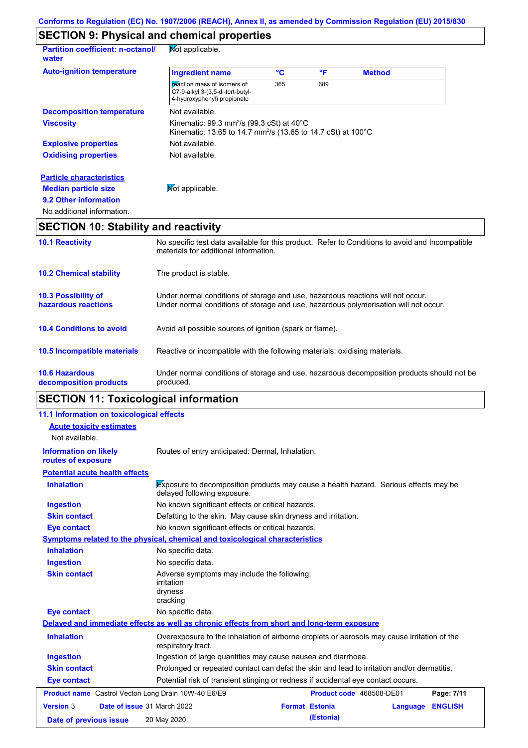## SECTION 9: Physical and chemical properties

**Partition coefficient: n-octanol/ water** Not applicable.

**Auto-ignition temperature**

| Ingredient name | °C | °F | Method |
|---|---|---|---|
| reaction mass of isomers of: C7-9-alkyl 3-(3,5-di-tert-butyl-4-hydroxyphenyl) propionate | 365 | 689 | |

**Decomposition temperature** Not available.

**Viscosity** Kinematic: 99.3 $mm^2/s$ (99.3 cSt) at 40°C
Kinematic: 13.65 to 14.7 $mm^2/s$ (13.65 to 14.7 cSt) at 100°C

**Explosive properties** Not available.

**Oxidising properties** Not available.

**Particle characteristics**

**Median particle size** Not applicable.

**9.2 Other information**

No additional information.

## SECTION 10: Stability and reactivity

**10.1 Reactivity** No specific test data available for this product. Refer to Conditions to avoid and Incompatible materials for additional information.

**10.2 Chemical stability** The product is stable.

**10.3 Possibility of hazardous reactions** Under normal conditions of storage and use, hazardous reactions will not occur.
Under normal conditions of storage and use, hazardous polymerisation will not occur.

**10.4 Conditions to avoid** Avoid all possible sources of ignition (spark or flame).

**10.5 Incompatible materials** Reactive or incompatible with the following materials: oxidising materials.

**10.6 Hazardous decomposition products** Under normal conditions of storage and use, hazardous decomposition products should not be produced.

## SECTION 11: Toxicological information

**11.1 Information on toxicological effects**

**Acute toxicity estimates**

Not available.

**Information on likely routes of exposure** Routes of entry anticipated: Dermal, Inhalation.

**Potential acute health effects**

**Inhalation** Exposure to decomposition products may cause a health hazard. Serious effects may be delayed following exposure.

**Ingestion** No known significant effects or critical hazards.

**Skin contact** Defatting to the skin. May cause skin dryness and irritation.

**Eye contact** No known significant effects or critical hazards.

**Symptoms related to the physical, chemical and toxicological characteristics**

**Inhalation** No specific data.

**Ingestion** No specific data.

**Skin contact** Adverse symptoms may include the following:
irritation
dryness
cracking

**Eye contact** No specific data.

**Delayed and immediate effects as well as chronic effects from short and long-term exposure**

**Inhalation** Overexposure to the inhalation of airborne droplets or aerosols may cause irritation of the respiratory tract.

**Ingestion** Ingestion of large quantities may cause nausea and diarrhoea.

**Skin contact** Prolonged or repeated contact can defat the skin and lead to irritation and/or dermatitis.

**Eye contact** Potential risk of transient stinging or redness if accidental eye contact occurs.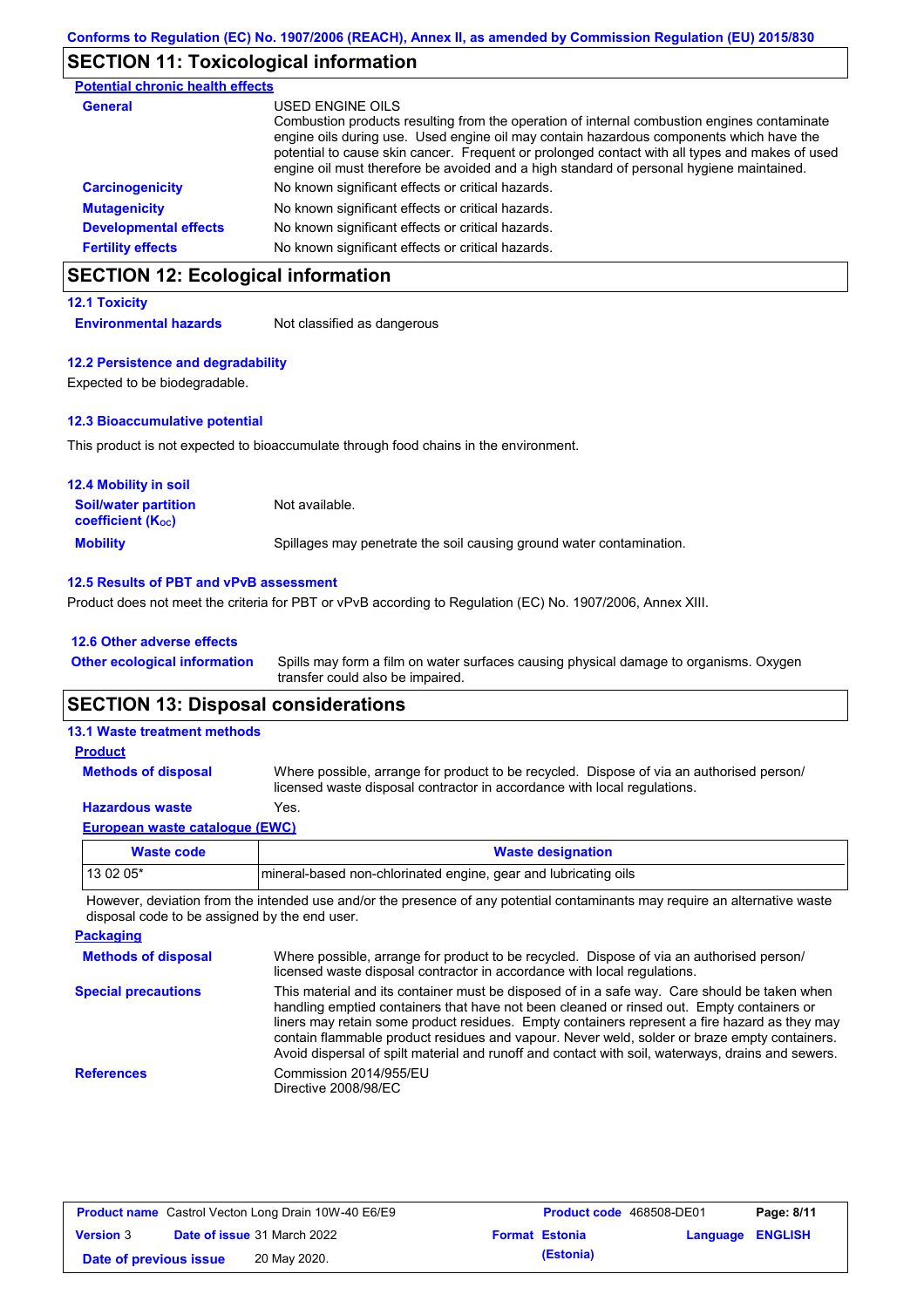## SECTION 11: Toxicological information

**Potential chronic health effects**

**General**

USED ENGINE OILS
Combustion products resulting from the operation of internal combustion engines contaminate engine oils during use. Used engine oil may contain hazardous components which have the potential to cause skin cancer. Frequent or prolonged contact with all types and makes of used engine oil must therefore be avoided and a high standard of personal hygiene maintained.

**Carcinogenicity** No known significant effects or critical hazards.

**Mutagenicity** No known significant effects or critical hazards.

**Developmental effects** No known significant effects or critical hazards.

**Fertility effects** No known significant effects or critical hazards.

## SECTION 12: Ecological information

### 12.1 Toxicity

**Environmental hazards** Not classified as dangerous

### 12.2 Persistence and degradability

Expected to be biodegradable.

### 12.3 Bioaccumulative potential

This product is not expected to bioaccumulate through food chains in the environment.

### 12.4 Mobility in soil

**Soil/water partition coefficient ($K_{OC}$)** Not available.

**Mobility** Spillages may penetrate the soil causing ground water contamination.

### 12.5 Results of PBT and vPvB assessment

Product does not meet the criteria for PBT or vPvB according to Regulation (EC) No. 1907/2006, Annex XIII.

### 12.6 Other adverse effects

**Other ecological information** Spills may form a film on water surfaces causing physical damage to organisms. Oxygen transfer could also be impaired.

## SECTION 13: Disposal considerations

### 13.1 Waste treatment methods

**Product**

**Methods of disposal** Where possible, arrange for product to be recycled. Dispose of via an authorised person/ licensed waste disposal contractor in accordance with local regulations.

**Hazardous waste** Yes.

**European waste catalogue (EWC)**

| Waste code | Waste designation |
|---|---|
| 13 02 05* | mineral-based non-chlorinated engine, gear and lubricating oils |

However, deviation from the intended use and/or the presence of any potential contaminants may require an alternative waste disposal code to be assigned by the end user.

**Packaging**

**Methods of disposal** Where possible, arrange for product to be recycled. Dispose of via an authorised person/ licensed waste disposal contractor in accordance with local regulations.

**Special precautions** This material and its container must be disposed of in a safe way. Care should be taken when handling emptied containers that have not been cleaned or rinsed out. Empty containers or liners may retain some product residues. Empty containers represent a fire hazard as they may contain flammable product residues and vapour. Never weld, solder or braze empty containers. Avoid dispersal of spilt material and runoff and contact with soil, waterways, drains and sewers.

**References** Commission 2014/955/EU
Directive 2008/98/EC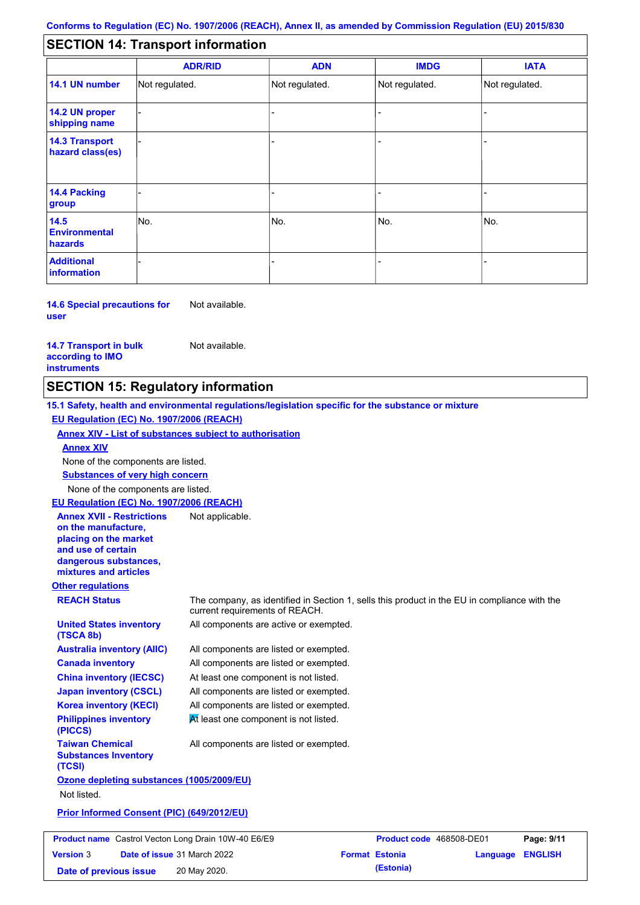Conforms to Regulation (EC) No. 1907/2006 (REACH), Annex II, as amended by Commission Regulation (EU) 2015/830

## SECTION 14: Transport information

| | ADR/RID | ADN | IMDG | IATA |
|---|---|---|---|---|
| **14.1 UN number** | Not regulated. | Not regulated. | Not regulated. | Not regulated. |
| **14.2 UN proper shipping name** | - | - | - | - |
| **14.3 Transport hazard class(es)** | - | - | - | - |
| **14.4 Packing group** | - | - | - | - |
| **14.5 Environmental hazards** | No. | No. | No. | No. |
| **Additional information** | - | - | - | - |

**14.6 Special precautions for user** Not available.

**14.7 Transport in bulk according to IMO instruments** Not available.

## SECTION 15: Regulatory information

**15.1 Safety, health and environmental regulations/legislation specific for the substance or mixture**

**EU Regulation (EC) No. 1907/2006 (REACH)**

**Annex XIV - List of substances subject to authorisation**

**Annex XIV**

None of the components are listed.

**Substances of very high concern**

None of the components are listed.

**EU Regulation (EC) No. 1907/2006 (REACH)**

**Annex XVII - Restrictions on the manufacture, placing on the market and use of certain dangerous substances, mixtures and articles** Not applicable.

**Other regulations**

**REACH Status** The company, as identified in Section 1, sells this product in the EU in compliance with the current requirements of REACH.

**United States inventory (TSCA 8b)** All components are active or exempted.

**Australia inventory (AIIC)** All components are listed or exempted.

**Canada inventory** All components are listed or exempted.

**China inventory (IECSC)** At least one component is not listed.

**Japan inventory (CSCL)** All components are listed or exempted.

**Korea inventory (KECI)** All components are listed or exempted.

**Philippines inventory (PICCS)** At least one component is not listed.

**Taiwan Chemical Substances Inventory (TCSI)** All components are listed or exempted.

**Ozone depleting substances (1005/2009/EU)**

Not listed.

**Prior Informed Consent (PIC) (649/2012/EU)**

| **Product name** Castrol Vecton Long Drain 10W-40 E6/E9 | **Product code** 468508-DE01 | **Page:** 9/11 |
|---|---|---|
| **Version** 3 **Date of issue** 31 March 2022 | **Format** Estonia (Estonia) | **Language** ENGLISH |
| **Date of previous issue** 20 May 2020. | | |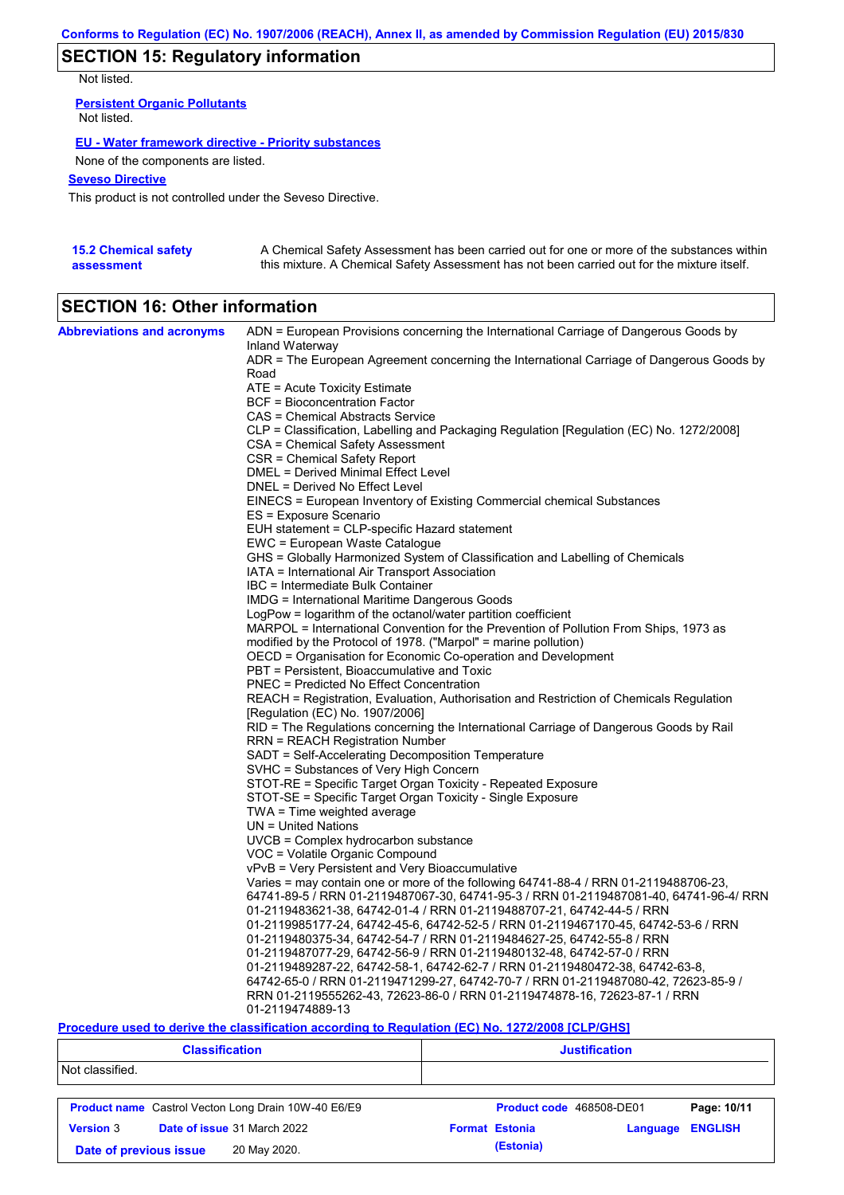## SECTION 15: Regulatory information

Not listed.

**Persistent Organic Pollutants**

Not listed.

**EU - Water framework directive - Priority substances**

None of the components are listed.

**Seveso Directive**

This product is not controlled under the Seveso Directive.

**15.2 Chemical safety assessment**

A Chemical Safety Assessment has been carried out for one or more of the substances within this mixture. A Chemical Safety Assessment has not been carried out for the mixture itself.

## SECTION 16: Other information

**Abbreviations and acronyms**

ADN = European Provisions concerning the International Carriage of Dangerous Goods by Inland Waterway
ADR = The European Agreement concerning the International Carriage of Dangerous Goods by Road
ATE = Acute Toxicity Estimate
BCF = Bioconcentration Factor
CAS = Chemical Abstracts Service
CLP = Classification, Labelling and Packaging Regulation [Regulation (EC) No. 1272/2008]
CSA = Chemical Safety Assessment
CSR = Chemical Safety Report
DMEL = Derived Minimal Effect Level
DNEL = Derived No Effect Level
EINECS = European Inventory of Existing Commercial chemical Substances
ES = Exposure Scenario
EUH statement = CLP-specific Hazard statement
EWC = European Waste Catalogue
GHS = Globally Harmonized System of Classification and Labelling of Chemicals
IATA = International Air Transport Association
IBC = Intermediate Bulk Container
IMDG = International Maritime Dangerous Goods
LogPow = logarithm of the octanol/water partition coefficient
MARPOL = International Convention for the Prevention of Pollution From Ships, 1973 as modified by the Protocol of 1978. ("Marpol" = marine pollution)
OECD = Organisation for Economic Co-operation and Development
PBT = Persistent, Bioaccumulative and Toxic
PNEC = Predicted No Effect Concentration
REACH = Registration, Evaluation, Authorisation and Restriction of Chemicals Regulation [Regulation (EC) No. 1907/2006]
RID = The Regulations concerning the International Carriage of Dangerous Goods by Rail
RRN = REACH Registration Number
SADT = Self-Accelerating Decomposition Temperature
SVHC = Substances of Very High Concern
STOT-RE = Specific Target Organ Toxicity - Repeated Exposure
STOT-SE = Specific Target Organ Toxicity - Single Exposure
TWA = Time weighted average
UN = United Nations
UVCB = Complex hydrocarbon substance
VOC = Volatile Organic Compound
vPvB = Very Persistent and Very Bioaccumulative
Varies = may contain one or more of the following 64741-88-4 / RRN 01-2119488706-23, 64741-89-5 / RRN 01-2119487067-30, 64741-95-3 / RRN 01-2119487081-40, 64741-96-4/ RRN 01-2119483621-38, 64742-01-4 / RRN 01-2119488707-21, 64742-44-5 / RRN 01-2119985177-24, 64742-45-6, 64742-52-5 / RRN 01-2119467170-45, 64742-53-6 / RRN 01-2119480375-34, 64742-54-7 / RRN 01-2119484627-25, 64742-55-8 / RRN 01-2119487077-29, 64742-56-9 / RRN 01-2119480132-48, 64742-57-0 / RRN 01-2119489287-22, 64742-58-1, 64742-62-7 / RRN 01-2119480472-38, 64742-63-8, 64742-65-0 / RRN 01-2119471299-27, 64742-70-7 / RRN 01-2119487080-42, 72623-85-9 / RRN 01-2119555262-43, 72623-86-0 / RRN 01-2119474878-16, 72623-87-1 / RRN 01-2119474889-13

**Procedure used to derive the classification according to Regulation (EC) No. 1272/2008 [CLP/GHS]**

| Classification | Justification |
| --- | --- |
| Not classified. | |

| | | | |
| --- | --- | --- | --- |
| **Product name** Castrol Vecton Long Drain 10W-40 E6/E9 | | **Product code** 468508-DE01 | |
| **Version** 3 | **Date of issue** 31 March 2022 | **Format** Estonia (Estonia) | **Language** ENGLISH |
| **Date of previous issue** 20 May 2020. | | | |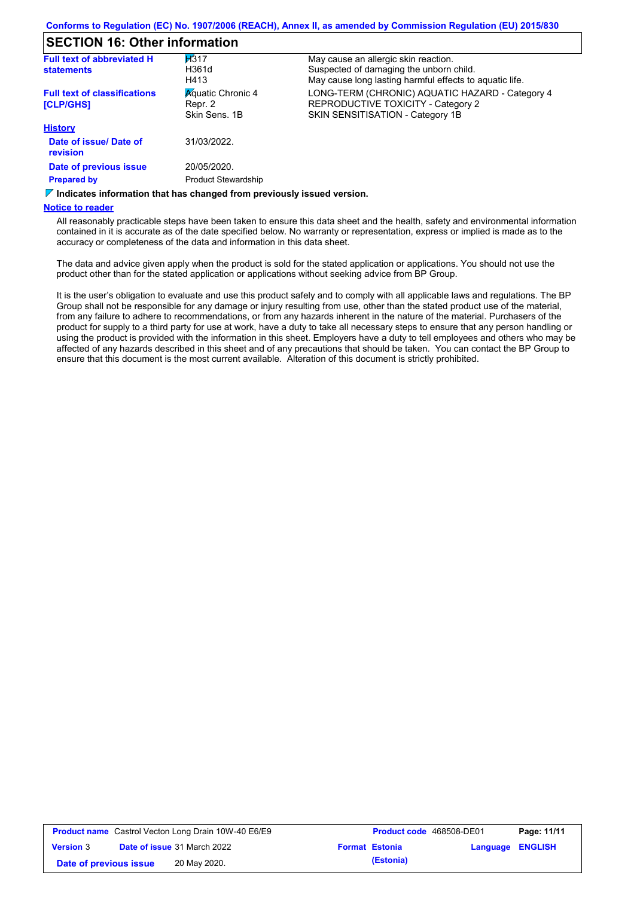## SECTION 16: Other information

| | | |
|---|---|---|
| **Full text of abbreviated H statements** | H317 | May cause an allergic skin reaction. |
| | H361d | Suspected of damaging the unborn child. |
| | H413 | May cause long lasting harmful effects to aquatic life. |
| **Full text of classifications [CLP/GHS]** | Aquatic Chronic 4 | LONG-TERM (CHRONIC) AQUATIC HAZARD - Category 4 |
| | Repr. 2 | REPRODUCTIVE TOXICITY - Category 2 |
| | Skin Sens. 1B | SKIN SENSITISATION - Category 1B |

**History**

| | |
|---|---|
| **Date of issue/ Date of revision** | 31/03/2022. |
| **Date of previous issue** | 20/05/2020. |
| **Prepared by** | Product Stewardship |

**Indicates information that has changed from previously issued version.**

**Notice to reader**

All reasonably practicable steps have been taken to ensure this data sheet and the health, safety and environmental information contained in it is accurate as of the date specified below. No warranty or representation, express or implied is made as to the accuracy or completeness of the data and information in this data sheet.

The data and advice given apply when the product is sold for the stated application or applications. You should not use the product other than for the stated application or applications without seeking advice from BP Group.

It is the user's obligation to evaluate and use this product safely and to comply with all applicable laws and regulations. The BP Group shall not be responsible for any damage or injury resulting from use, other than the stated product use of the material, from any failure to adhere to recommendations, or from any hazards inherent in the nature of the material. Purchasers of the product for supply to a third party for use at work, have a duty to take all necessary steps to ensure that any person handling or using the product is provided with the information in this sheet. Employers have a duty to tell employees and others who may be affected of any hazards described in this sheet and of any precautions that should be taken. You can contact the BP Group to ensure that this document is the most current available. Alteration of this document is strictly prohibited.